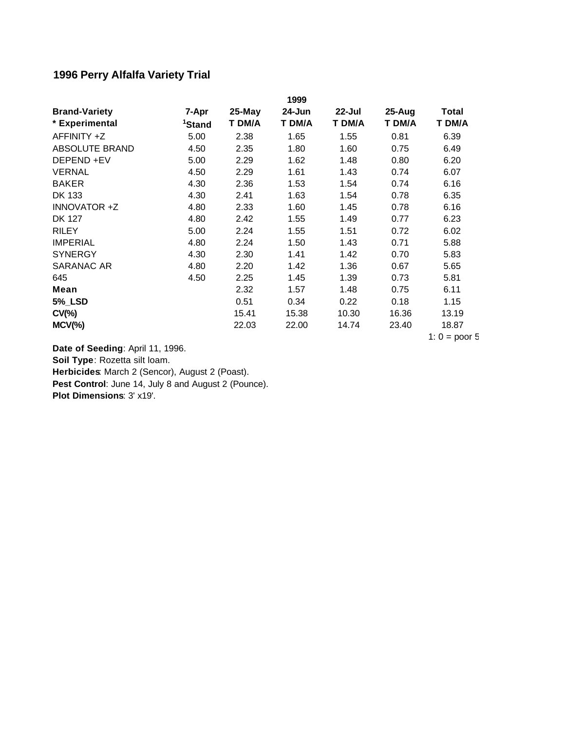## 1996 Perry Alfalfa Variety Trial

| Brand-Variety | 7-Apr | 25-May | 24-Jun | 22-Jul | 25-Aug | Total |
|---|---|---|---|---|---|---|
| | | | 1999 | | | |
| * Experimental | [1]Stand | T DM/A | T DM/A | T DM/A | T DM/A | T DM/A |
| AFFINITY +Z | 5.00 | 2.38 | 1.65 | 1.55 | 0.81 | 6.39 |
| ABSOLUTE BRAND | 4.50 | 2.35 | 1.80 | 1.60 | 0.75 | 6.49 |
| DEPEND +EV | 5.00 | 2.29 | 1.62 | 1.48 | 0.80 | 6.20 |
| VERNAL | 4.50 | 2.29 | 1.61 | 1.43 | 0.74 | 6.07 |
| BAKER | 4.30 | 2.36 | 1.53 | 1.54 | 0.74 | 6.16 |
| DK 133 | 4.30 | 2.41 | 1.63 | 1.54 | 0.78 | 6.35 |
| INNOVATOR +Z | 4.80 | 2.33 | 1.60 | 1.45 | 0.78 | 6.16 |
| DK 127 | 4.80 | 2.42 | 1.55 | 1.49 | 0.77 | 6.23 |
| RILEY | 5.00 | 2.24 | 1.55 | 1.51 | 0.72 | 6.02 |
| IMPERIAL | 4.80 | 2.24 | 1.50 | 1.43 | 0.71 | 5.88 |
| SYNERGY | 4.30 | 2.30 | 1.41 | 1.42 | 0.70 | 5.83 |
| SARANAC AR | 4.80 | 2.20 | 1.42 | 1.36 | 0.67 | 5.65 |
| 645 | 4.50 | 2.25 | 1.45 | 1.39 | 0.73 | 5.81 |
| **Mean** | | 2.32 | 1.57 | 1.48 | 0.75 | 6.11 |
| **5%_LSD** | | 0.51 | 0.34 | 0.22 | 0.18 | 1.15 |
| **CV(%)** | | 15.41 | 15.38 | 10.30 | 16.36 | 13.19 |
| **MCV(%)** | | 22.03 | 22.00 | 14.74 | 23.40 | 18.87 |

1: 0 = poor 5

**Date of Seeding**: April 11, 1996.
**Soil Type**: Rozetta silt loam.
**Herbicides**: March 2 (Sencor), August 2 (Poast).
**Pest Control**: June 14, July 8 and August 2 (Pounce).
**Plot Dimensions**: 3' x19'.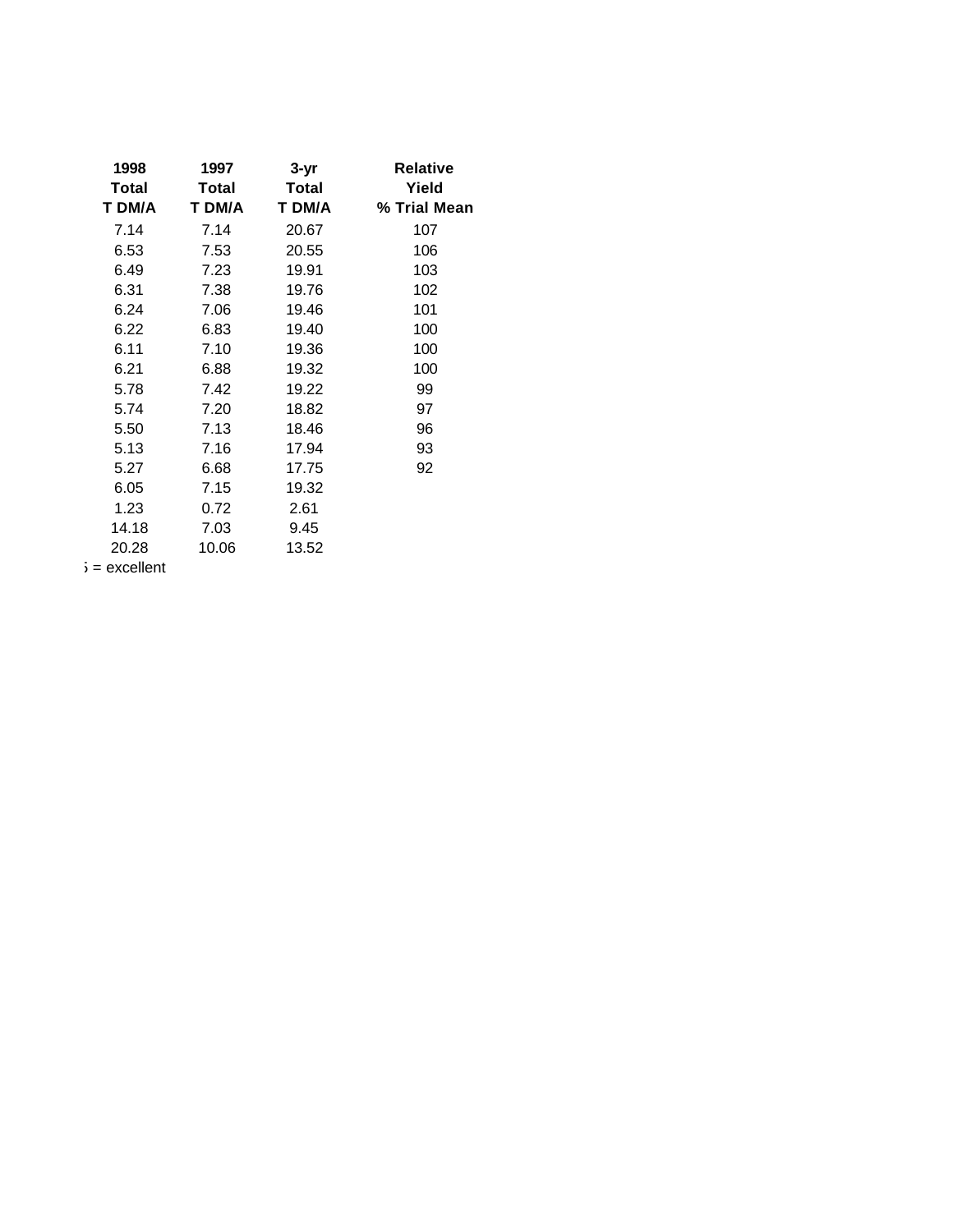| 1998 Total T DM/A | 1997 Total T DM/A | 3-yr Total T DM/A | Relative Yield % Trial Mean |
|---|---|---|---|
| 7.14 | 7.14 | 20.67 | 107 |
| 6.53 | 7.53 | 20.55 | 106 |
| 6.49 | 7.23 | 19.91 | 103 |
| 6.31 | 7.38 | 19.76 | 102 |
| 6.24 | 7.06 | 19.46 | 101 |
| 6.22 | 6.83 | 19.40 | 100 |
| 6.11 | 7.10 | 19.36 | 100 |
| 6.21 | 6.88 | 19.32 | 100 |
| 5.78 | 7.42 | 19.22 | 99 |
| 5.74 | 7.20 | 18.82 | 97 |
| 5.50 | 7.13 | 18.46 | 96 |
| 5.13 | 7.16 | 17.94 | 93 |
| 5.27 | 6.68 | 17.75 | 92 |
| 6.05 | 7.15 | 19.32 | |
| 1.23 | 0.72 | 2.61 | |
| 14.18 | 7.03 | 9.45 | |
| 20.28 | 10.06 | 13.52 | |

5 = excellent